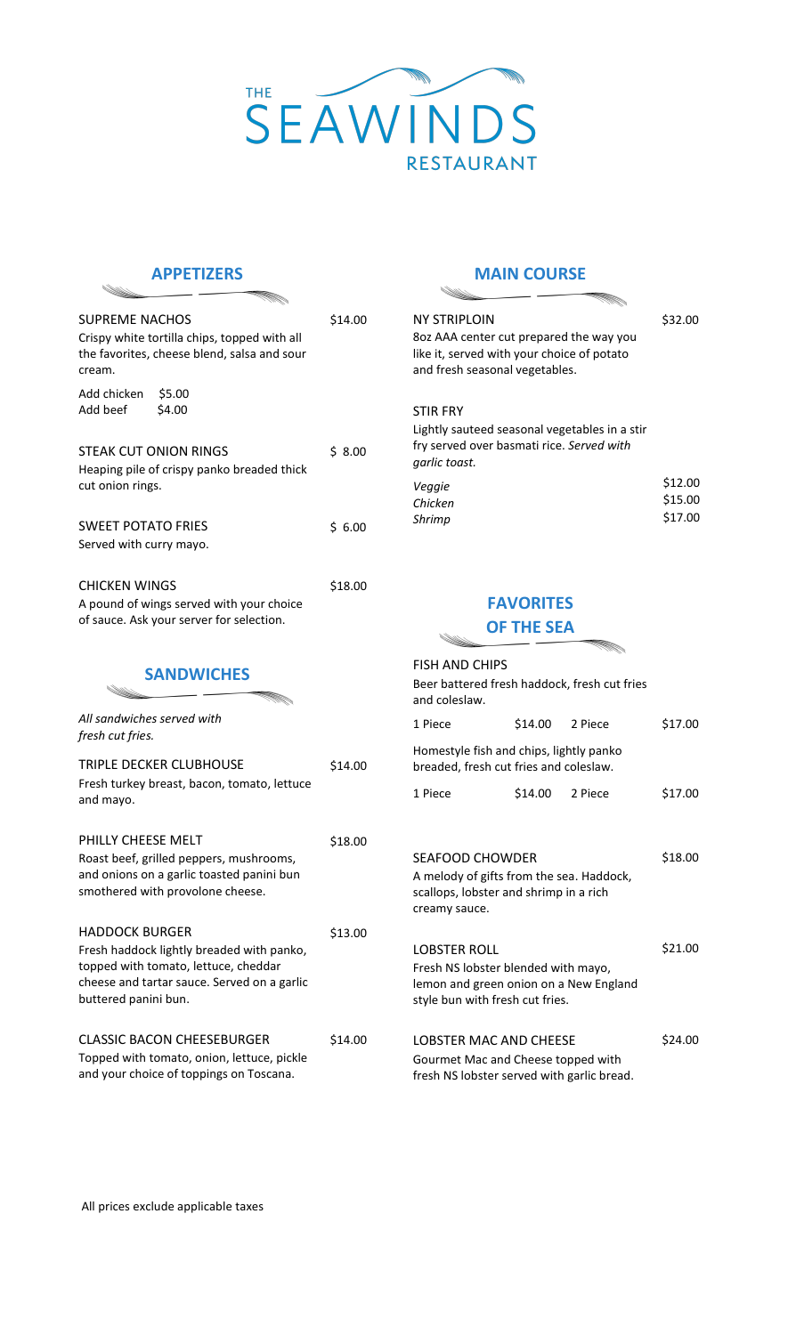# THE SEAWINDS RESTAURANT

## APPETIZERS

**SUPREME NACHOS** — $14.00
Crispy white tortilla chips, topped with all the favorites, cheese blend, salsa and sour cream.

Add chicken $5.00
Add beef $4.00

**STEAK CUT ONION RINGS** — $ 8.00
Heaping pile of crispy panko breaded thick cut onion rings.

**SWEET POTATO FRIES** — $ 6.00
Served with curry mayo.

**CHICKEN WINGS** — $18.00
A pound of wings served with your choice of sauce. Ask your server for selection.

## SANDWICHES

*All sandwiches served with fresh cut fries.*

**TRIPLE DECKER CLUBHOUSE** — $14.00
Fresh turkey breast, bacon, tomato, lettuce and mayo.

**PHILLY CHEESE MELT** — $18.00
Roast beef, grilled peppers, mushrooms, and onions on a garlic toasted panini bun smothered with provolone cheese.

**HADDOCK BURGER** — $13.00
Fresh haddock lightly breaded with panko, topped with tomato, lettuce, cheddar cheese and tartar sauce. Served on a garlic buttered panini bun.

**CLASSIC BACON CHEESEBURGER** — $14.00
Topped with tomato, onion, lettuce, pickle and your choice of toppings on Toscana.

## MAIN COURSE

**NY STRIPLOIN** — $32.00
8oz AAA center cut prepared the way you like it, served with your choice of potato and fresh seasonal vegetables.

**STIR FRY**
Lightly sauteed seasonal vegetables in a stir fry served over basmati rice. *Served with garlic toast.*

*Veggie* — $12.00
*Chicken* — $15.00
*Shrimp* — $17.00

## FAVORITES OF THE SEA

**FISH AND CHIPS**
Beer battered fresh haddock, fresh cut fries and coleslaw.

1 Piece $14.00 | 2 Piece $17.00

Homestyle fish and chips, lightly panko breaded, fresh cut fries and coleslaw.

1 Piece $14.00 | 2 Piece $17.00

**SEAFOOD CHOWDER** — $18.00
A melody of gifts from the sea. Haddock, scallops, lobster and shrimp in a rich creamy sauce.

**LOBSTER ROLL** — $21.00
Fresh NS lobster blended with mayo, lemon and green onion on a New England style bun with fresh cut fries.

**LOBSTER MAC AND CHEESE** — $24.00
Gourmet Mac and Cheese topped with fresh NS lobster served with garlic bread.

All prices exclude applicable taxes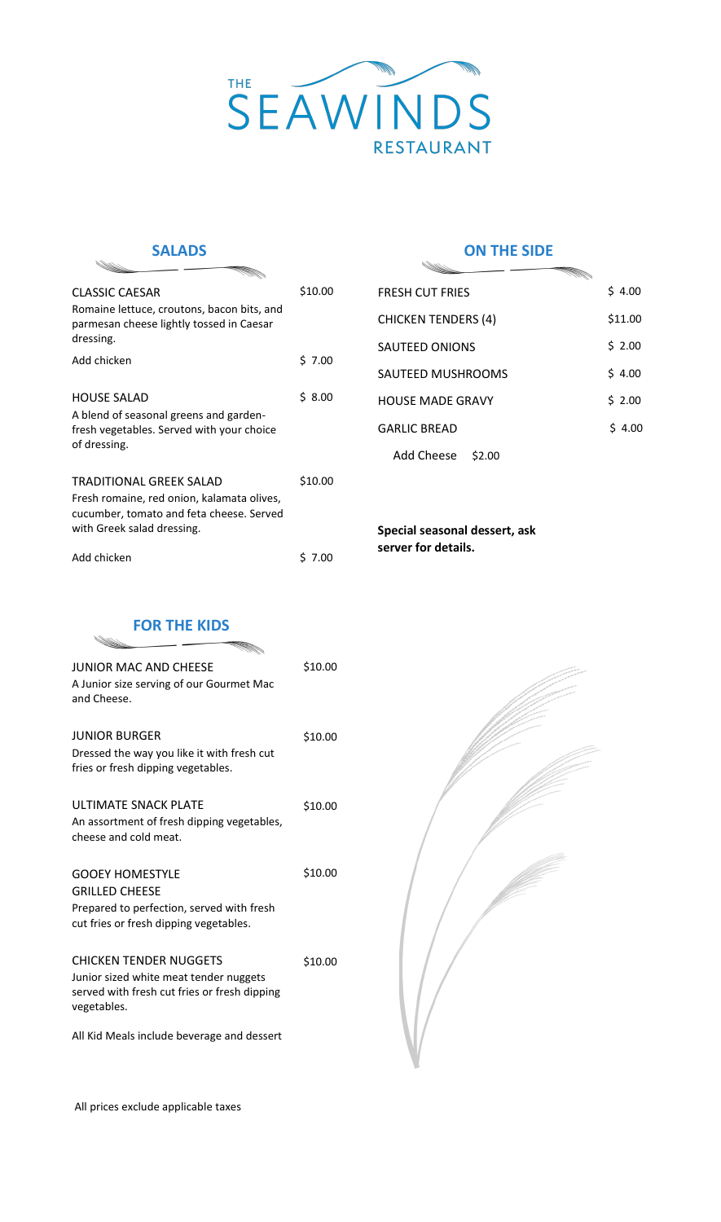# THE SEAWINDS RESTAURANT

## SALADS

| | |
|---|---|
| **CLASSIC CAESAR**<br>Romaine lettuce, croutons, bacon bits, and parmesan cheese lightly tossed in Caesar dressing. | $10.00 |
| Add chicken | $ 7.00 |
| **HOUSE SALAD**<br>A blend of seasonal greens and garden-fresh vegetables. Served with your choice of dressing. | $ 8.00 |
| **TRADITIONAL GREEK SALAD**<br>Fresh romaine, red onion, kalamata olives, cucumber, tomato and feta cheese. Served with Greek salad dressing. | $10.00 |
| Add chicken | $ 7.00 |

## ON THE SIDE

| | |
|---|---|
| FRESH CUT FRIES | $ 4.00 |
| CHICKEN TENDERS (4) | $11.00 |
| SAUTEED ONIONS | $ 2.00 |
| SAUTEED MUSHROOMS | $ 4.00 |
| HOUSE MADE GRAVY | $ 2.00 |
| GARLIC BREAD | $ 4.00 |
| Add Cheese $2.00 | |

**Special seasonal dessert, ask server for details.**

## FOR THE KIDS

| | |
|---|---|
| **JUNIOR MAC AND CHEESE**<br>A Junior size serving of our Gourmet Mac and Cheese. | $10.00 |
| **JUNIOR BURGER**<br>Dressed the way you like it with fresh cut fries or fresh dipping vegetables. | $10.00 |
| **ULTIMATE SNACK PLATE**<br>An assortment of fresh dipping vegetables, cheese and cold meat. | $10.00 |
| **GOOEY HOMESTYLE GRILLED CHEESE**<br>Prepared to perfection, served with fresh cut fries or fresh dipping vegetables. | $10.00 |
| **CHICKEN TENDER NUGGETS**<br>Junior sized white meat tender nuggets served with fresh cut fries or fresh dipping vegetables. | $10.00 |

All Kid Meals include beverage and dessert

All prices exclude applicable taxes